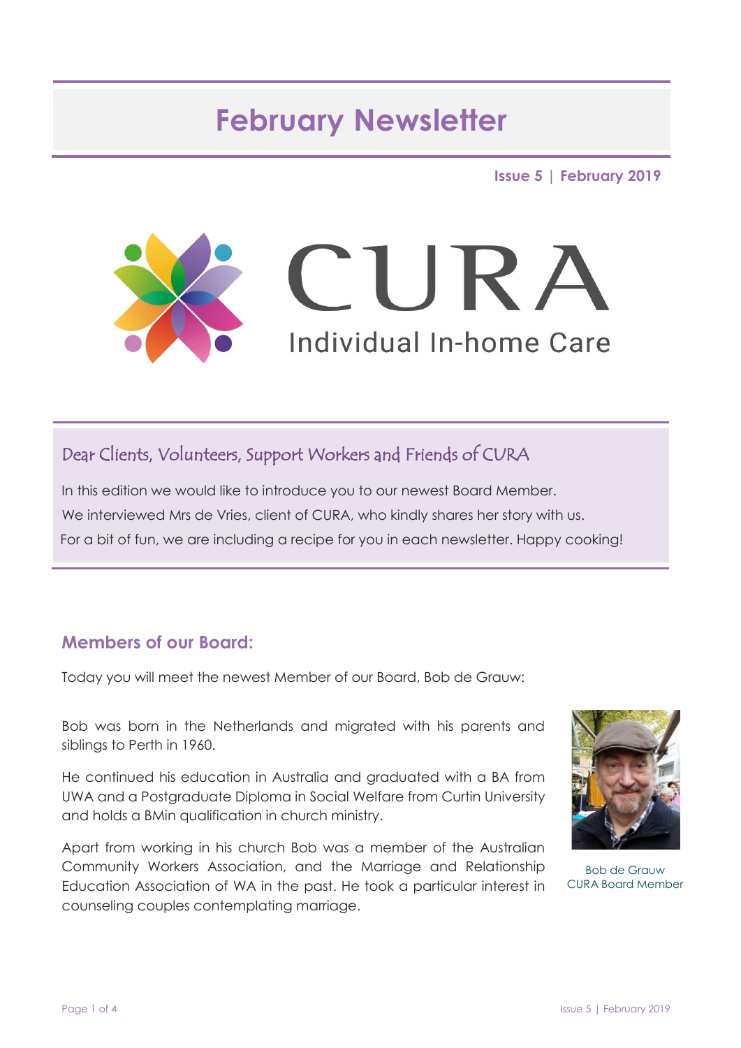# February Newsletter

**Issue 5 | February 2019**

CURA

Individual In-home Care

## Dear Clients, Volunteers, Support Workers and Friends of CURA

In this edition we would like to introduce you to our newest Board Member.

We interviewed Mrs de Vries, client of CURA, who kindly shares her story with us.

For a bit of fun, we are including a recipe for you in each newsletter. Happy cooking!

## Members of our Board:

Today you will meet the newest Member of our Board, Bob de Grauw:

Bob was born in the Netherlands and migrated with his parents and siblings to Perth in 1960.

He continued his education in Australia and graduated with a BA from UWA and a Postgraduate Diploma in Social Welfare from Curtin University and holds a BMin qualification in church ministry.

Apart from working in his church Bob was a member of the Australian Community Workers Association, and the Marriage and Relationship Education Association of WA in the past. He took a particular interest in counseling couples contemplating marriage.

Bob de Grauw
CURA Board Member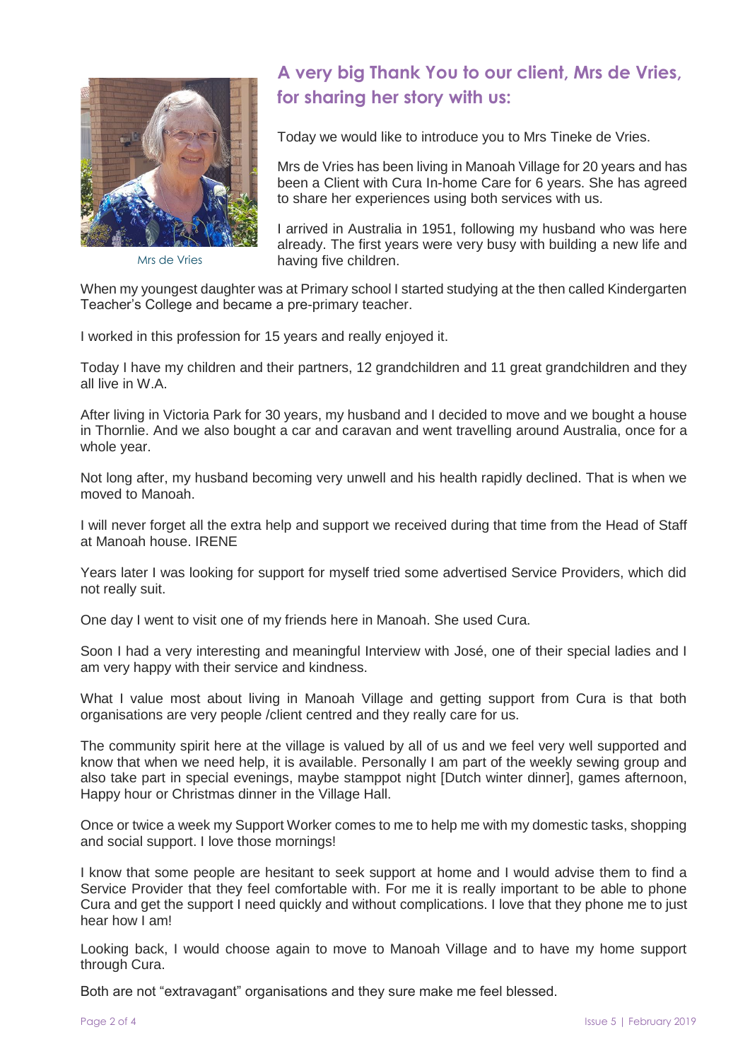## A very big Thank You to our client, Mrs de Vries, for sharing her story with us:

Mrs de Vries

Today we would like to introduce you to Mrs Tineke de Vries.

Mrs de Vries has been living in Manoah Village for 20 years and has been a Client with Cura In-home Care for 6 years. She has agreed to share her experiences using both services with us.

I arrived in Australia in 1951, following my husband who was here already. The first years were very busy with building a new life and having five children.

When my youngest daughter was at Primary school I started studying at the then called Kindergarten Teacher's College and became a pre-primary teacher.

I worked in this profession for 15 years and really enjoyed it.

Today I have my children and their partners, 12 grandchildren and 11 great grandchildren and they all live in W.A.

After living in Victoria Park for 30 years, my husband and I decided to move and we bought a house in Thornlie. And we also bought a car and caravan and went travelling around Australia, once for a whole year.

Not long after, my husband becoming very unwell and his health rapidly declined. That is when we moved to Manoah.

I will never forget all the extra help and support we received during that time from the Head of Staff at Manoah house. IRENE

Years later I was looking for support for myself tried some advertised Service Providers, which did not really suit.

One day I went to visit one of my friends here in Manoah. She used Cura.

Soon I had a very interesting and meaningful Interview with José, one of their special ladies and I am very happy with their service and kindness.

What I value most about living in Manoah Village and getting support from Cura is that both organisations are very people /client centred and they really care for us.

The community spirit here at the village is valued by all of us and we feel very well supported and know that when we need help, it is available. Personally I am part of the weekly sewing group and also take part in special evenings, maybe stamppot night [Dutch winter dinner], games afternoon, Happy hour or Christmas dinner in the Village Hall.

Once or twice a week my Support Worker comes to me to help me with my domestic tasks, shopping and social support. I love those mornings!

I know that some people are hesitant to seek support at home and I would advise them to find a Service Provider that they feel comfortable with. For me it is really important to be able to phone Cura and get the support I need quickly and without complications. I love that they phone me to just hear how I am!

Looking back, I would choose again to move to Manoah Village and to have my home support through Cura.

Both are not "extravagant" organisations and they sure make me feel blessed.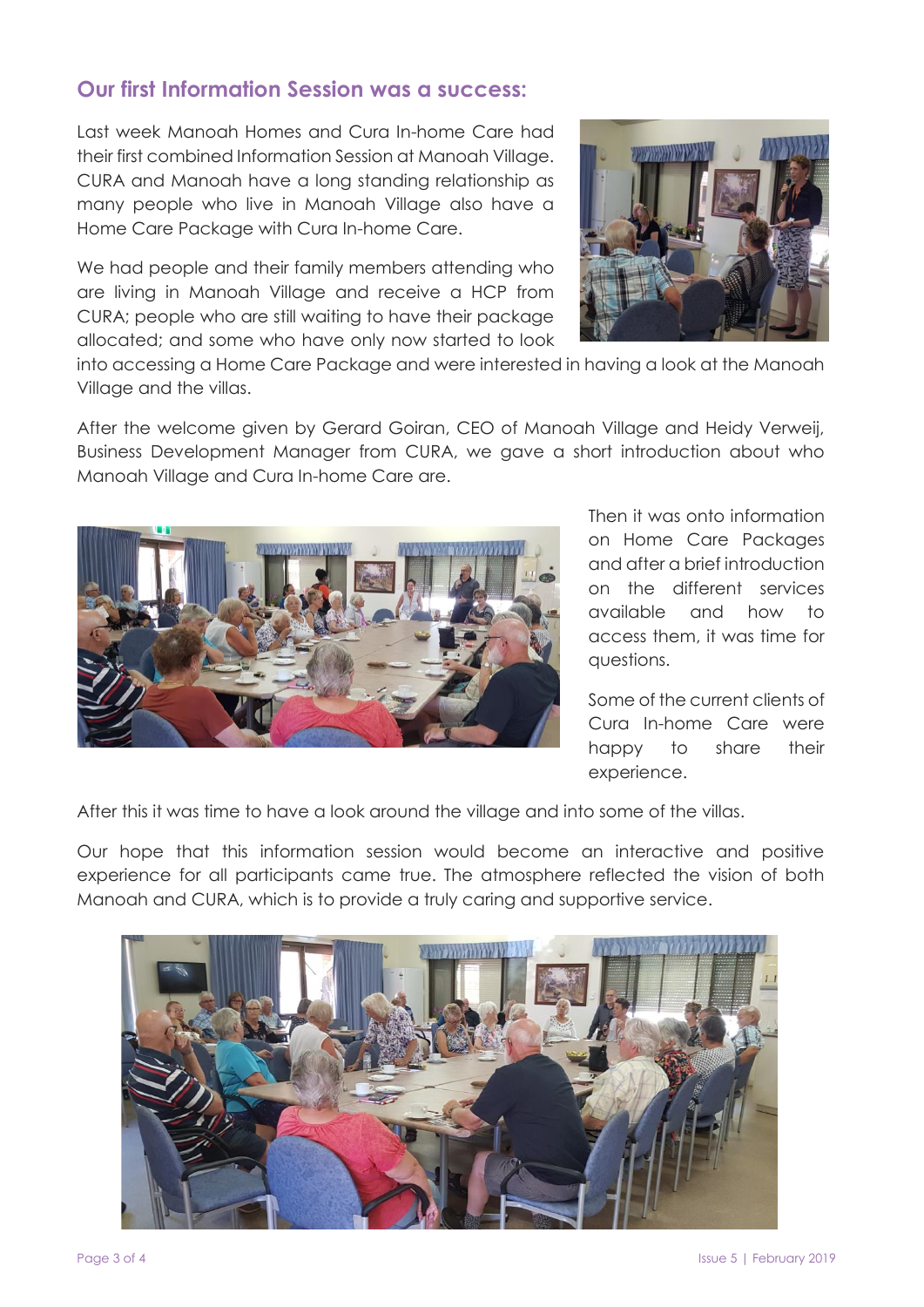## Our first Information Session was a success:

Last week Manoah Homes and Cura In-home Care had their first combined Information Session at Manoah Village. CURA and Manoah have a long standing relationship as many people who live in Manoah Village also have a Home Care Package with Cura In-home Care.

We had people and their family members attending who are living in Manoah Village and receive a HCP from CURA; people who are still waiting to have their package allocated; and some who have only now started to look into accessing a Home Care Package and were interested in having a look at the Manoah Village and the villas.

After the welcome given by Gerard Goiran, CEO of Manoah Village and Heidy Verweij, Business Development Manager from CURA, we gave a short introduction about who Manoah Village and Cura In-home Care are.

Then it was onto information on Home Care Packages and after a brief introduction on the different services available and how to access them, it was time for questions.

Some of the current clients of Cura In-home Care were happy to share their experience.

After this it was time to have a look around the village and into some of the villas.

Our hope that this information session would become an interactive and positive experience for all participants came true. The atmosphere reflected the vision of both Manoah and CURA, which is to provide a truly caring and supportive service.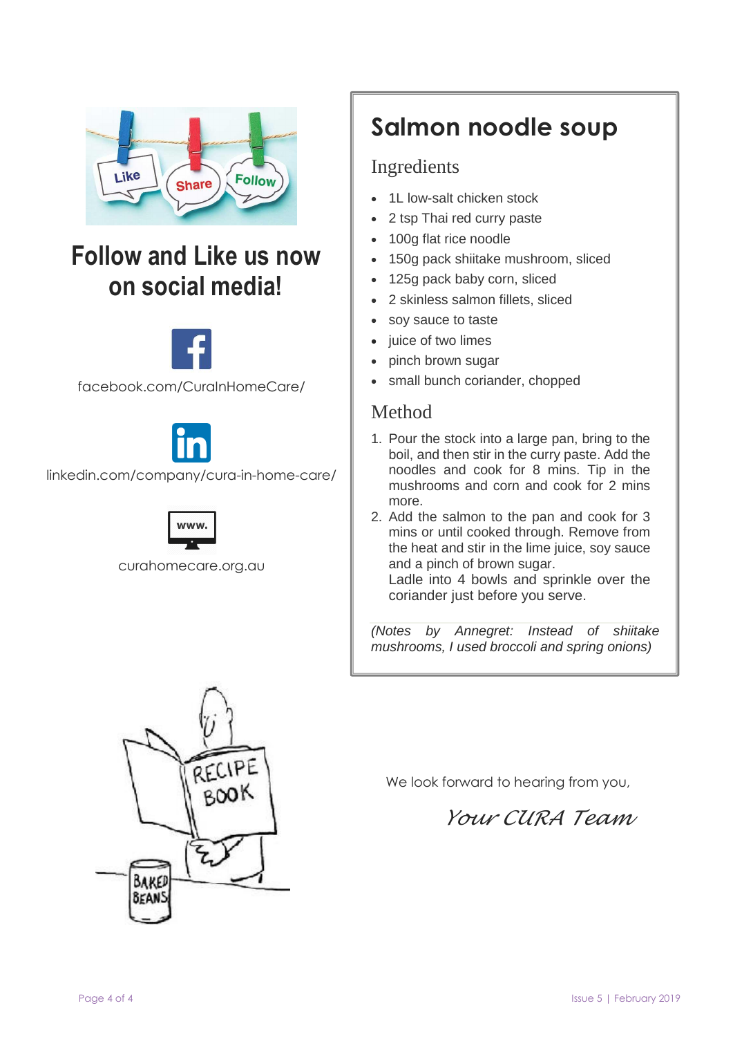## Follow and Like us now on social media!

facebook.com/CuraInHomeCare/

linkedin.com/company/cura-in-home-care/

curahomecare.org.au

# Salmon noodle soup

## Ingredients

- 1L low-salt chicken stock
- 2 tsp Thai red curry paste
- 100g flat rice noodle
- 150g pack shiitake mushroom, sliced
- 125g pack baby corn, sliced
- 2 skinless salmon fillets, sliced
- soy sauce to taste
- juice of two limes
- pinch brown sugar
- small bunch coriander, chopped

## Method

1. Pour the stock into a large pan, bring to the boil, and then stir in the curry paste. Add the noodles and cook for 8 mins. Tip in the mushrooms and corn and cook for 2 mins more.
2. Add the salmon to the pan and cook for 3 mins or until cooked through. Remove from the heat and stir in the lime juice, soy sauce and a pinch of brown sugar.
   Ladle into 4 bowls and sprinkle over the coriander just before you serve.

*(Notes by Annegret: Instead of shiitake mushrooms, I used broccoli and spring onions)*

We look forward to hearing from you,

*Your CURA Team*